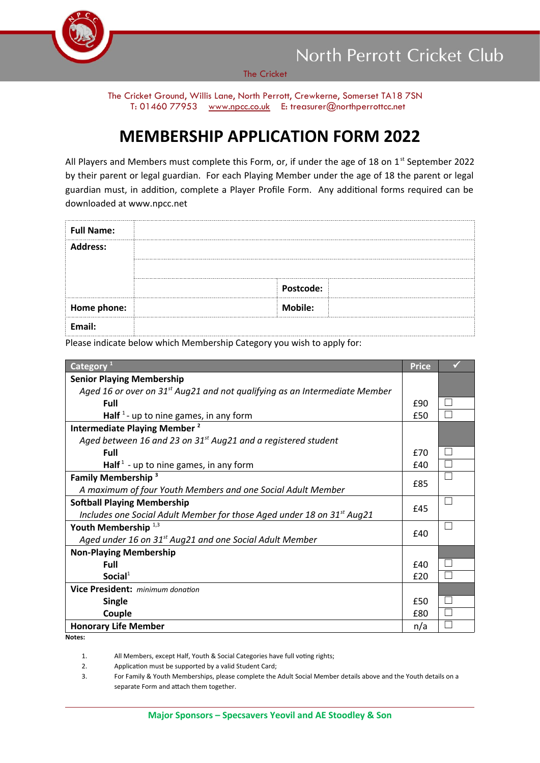# North Perrott Cricket Club

The Cricket

The Cricket Ground, Willis Lane, North Perrott, Crewkerne, Somerset TA18 7SN
T: 01460 77953 www.npcc.co.uk E: treasurer@northperrottcc.net

# MEMBERSHIP APPLICATION FORM 2022

All Players and Members must complete this Form, or, if under the age of 18 on 1st September 2022 by their parent or legal guardian. For each Playing Member under the age of 18 the parent or legal guardian must, in addition, complete a Player Profile Form. Any additional forms required can be downloaded at www.npcc.net

| **Full Name:** | | | |
|---|---|---|---|
| **Address:** | | | |
| | | | |
| | | **Postcode:** | |
| **Home phone:** | | **Mobile:** | |
| **Email:** | | | |

Please indicate below which Membership Category you wish to apply for:

| Category [1] | Price | ✓ |
|---|---|---|
| **Senior Playing Membership**<br>*Aged 16 or over on 31st Aug21 and not qualifying as an Intermediate Member* | | |
| **Full** | £90 | ☐ |
| **Half** [1] - up to nine games, in any form | £50 | ☐ |
| **Intermediate Playing Member** [2]<br>*Aged between 16 and 23 on 31st Aug21 and a registered student* | | |
| **Full** | £70 | ☐ |
| **Half** [1] - up to nine games, in any form | £40 | ☐ |
| **Family Membership** [3]<br>*A maximum of four Youth Members and one Social Adult Member* | £85 | ☐ |
| **Softball Playing Membership**<br>*Includes one Social Adult Member for those Aged under 18 on 31st Aug21* | £45 | ☐ |
| **Youth Membership** [1,3]<br>*Aged under 16 on 31st Aug21 and one Social Adult Member* | £40 | ☐ |
| **Non-Playing Membership** | | |
| **Full** | £40 | ☐ |
| **Social** [1] | £20 | ☐ |
| **Vice President:** *minimum donation* | | |
| **Single** | £50 | ☐ |
| **Couple** | £80 | ☐ |
| **Honorary Life Member** | n/a | ☐ |

**Notes:**

1. All Members, except Half, Youth & Social Categories have full voting rights;
2. Application must be supported by a valid Student Card;
3. For Family & Youth Memberships, please complete the Adult Social Member details above and the Youth details on a separate Form and attach them together.

**Major Sponsors – Specsavers Yeovil and AE Stoodley & Son**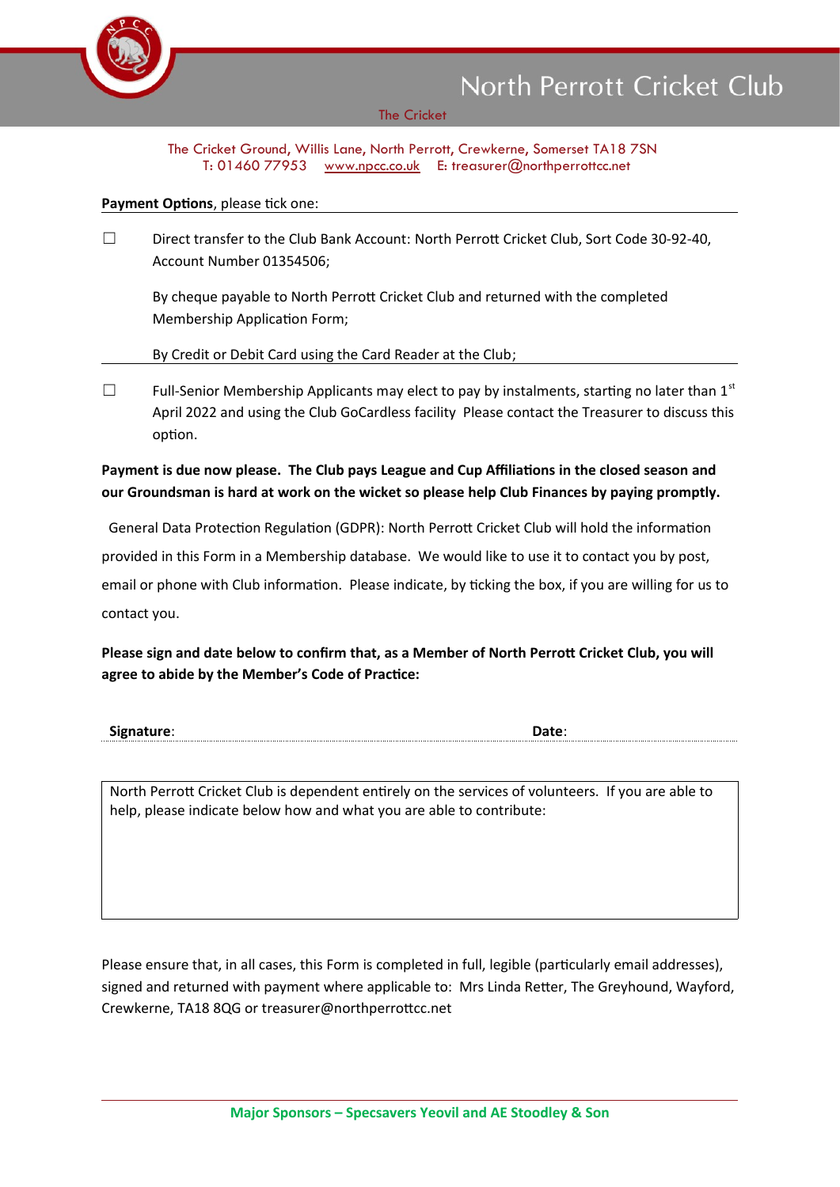# North Perrott Cricket Club

The Cricket

The Cricket Ground, Willis Lane, North Perrott, Crewkerne, Somerset TA18 7SN
T: 01460 77953 www.npcc.co.uk E: treasurer@northperrottcc.net

**Payment Options**, please tick one:

☐ Direct transfer to the Club Bank Account: North Perrott Cricket Club, Sort Code 30-92-40, Account Number 01354506;

By cheque payable to North Perrott Cricket Club and returned with the completed Membership Application Form;

By Credit or Debit Card using the Card Reader at the Club;

☐ Full-Senior Membership Applicants may elect to pay by instalments, starting no later than 1st April 2022 and using the Club GoCardless facility Please contact the Treasurer to discuss this option.

**Payment is due now please. The Club pays League and Cup Affiliations in the closed season and our Groundsman is hard at work on the wicket so please help Club Finances by paying promptly.**

General Data Protection Regulation (GDPR): North Perrott Cricket Club will hold the information provided in this Form in a Membership database. We would like to use it to contact you by post, email or phone with Club information. Please indicate, by ticking the box, if you are willing for us to contact you.

**Please sign and date below to confirm that, as a Member of North Perrott Cricket Club, you will agree to abide by the Member's Code of Practice:**

**Signature**: ............................................................ **Date**: ....................

North Perrott Cricket Club is dependent entirely on the services of volunteers. If you are able to help, please indicate below how and what you are able to contribute:

Please ensure that, in all cases, this Form is completed in full, legible (particularly email addresses), signed and returned with payment where applicable to: Mrs Linda Retter, The Greyhound, Wayford, Crewkerne, TA18 8QG or treasurer@northperrottcc.net

**Major Sponsors – Specsavers Yeovil and AE Stoodley & Son**